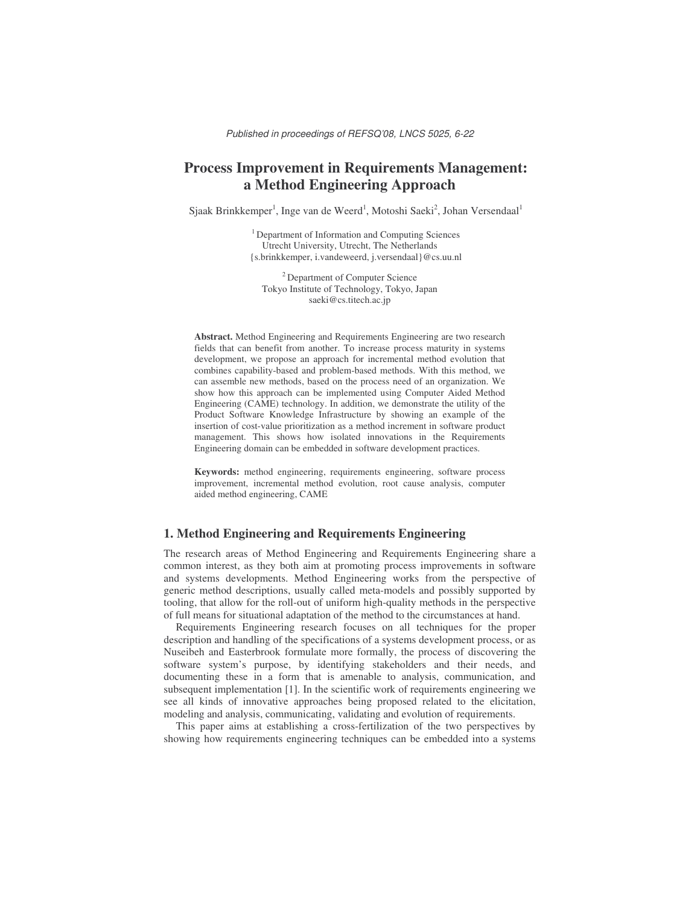*Published in proceedings of REFSQ'08, LNCS 5025, 6-22*

# Process Improvement in Requirements Management: a Method Engineering Approach

Sjaak Brinkkemper[1], Inge van de Weerd[1], Motoshi Saeki[2], Johan Versendaal[1]

[1] Department of Information and Computing Sciences
Utrecht University, Utrecht, The Netherlands
{s.brinkkemper, i.vandeweerd, j.versendaal}@cs.uu.nl

[2] Department of Computer Science
Tokyo Institute of Technology, Tokyo, Japan
saeki@cs.titech.ac.jp

**Abstract.** Method Engineering and Requirements Engineering are two research fields that can benefit from another. To increase process maturity in systems development, we propose an approach for incremental method evolution that combines capability-based and problem-based methods. With this method, we can assemble new methods, based on the process need of an organization. We show how this approach can be implemented using Computer Aided Method Engineering (CAME) technology. In addition, we demonstrate the utility of the Product Software Knowledge Infrastructure by showing an example of the insertion of cost-value prioritization as a method increment in software product management. This shows how isolated innovations in the Requirements Engineering domain can be embedded in software development practices.

**Keywords:** method engineering, requirements engineering, software process improvement, incremental method evolution, root cause analysis, computer aided method engineering, CAME

## 1. Method Engineering and Requirements Engineering

The research areas of Method Engineering and Requirements Engineering share a common interest, as they both aim at promoting process improvements in software and systems developments. Method Engineering works from the perspective of generic method descriptions, usually called meta-models and possibly supported by tooling, that allow for the roll-out of uniform high-quality methods in the perspective of full means for situational adaptation of the method to the circumstances at hand.

Requirements Engineering research focuses on all techniques for the proper description and handling of the specifications of a systems development process, or as Nuseibeh and Easterbrook formulate more formally, the process of discovering the software system's purpose, by identifying stakeholders and their needs, and documenting these in a form that is amenable to analysis, communication, and subsequent implementation [1]. In the scientific work of requirements engineering we see all kinds of innovative approaches being proposed related to the elicitation, modeling and analysis, communicating, validating and evolution of requirements.

This paper aims at establishing a cross-fertilization of the two perspectives by showing how requirements engineering techniques can be embedded into a systems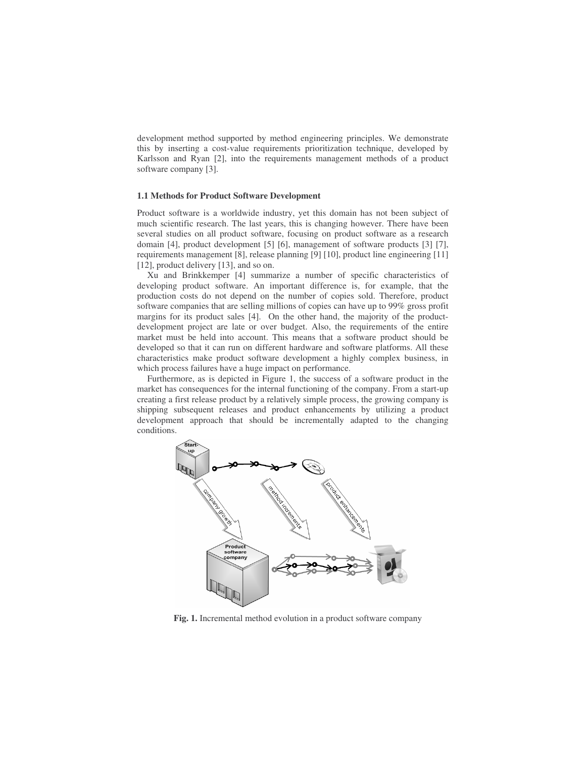development method supported by method engineering principles. We demonstrate this by inserting a cost-value requirements prioritization technique, developed by Karlsson and Ryan [2], into the requirements management methods of a product software company [3].

### 1.1 Methods for Product Software Development

Product software is a worldwide industry, yet this domain has not been subject of much scientific research. The last years, this is changing however. There have been several studies on all product software, focusing on product software as a research domain [4], product development [5] [6], management of software products [3] [7], requirements management [8], release planning [9] [10], product line engineering [11] [12], product delivery [13], and so on.

Xu and Brinkkemper [4] summarize a number of specific characteristics of developing product software. An important difference is, for example, that the production costs do not depend on the number of copies sold. Therefore, product software companies that are selling millions of copies can have up to 99% gross profit margins for its product sales [4]. On the other hand, the majority of the product-development project are late or over budget. Also, the requirements of the entire market must be held into account. This means that a software product should be developed so that it can run on different hardware and software platforms. All these characteristics make product software development a highly complex business, in which process failures have a huge impact on performance.

Furthermore, as is depicted in Figure 1, the success of a software product in the market has consequences for the internal functioning of the company. From a start-up creating a first release product by a relatively simple process, the growing company is shipping subsequent releases and product enhancements by utilizing a product development approach that should be incrementally adapted to the changing conditions.

**Fig. 1.** Incremental method evolution in a product software company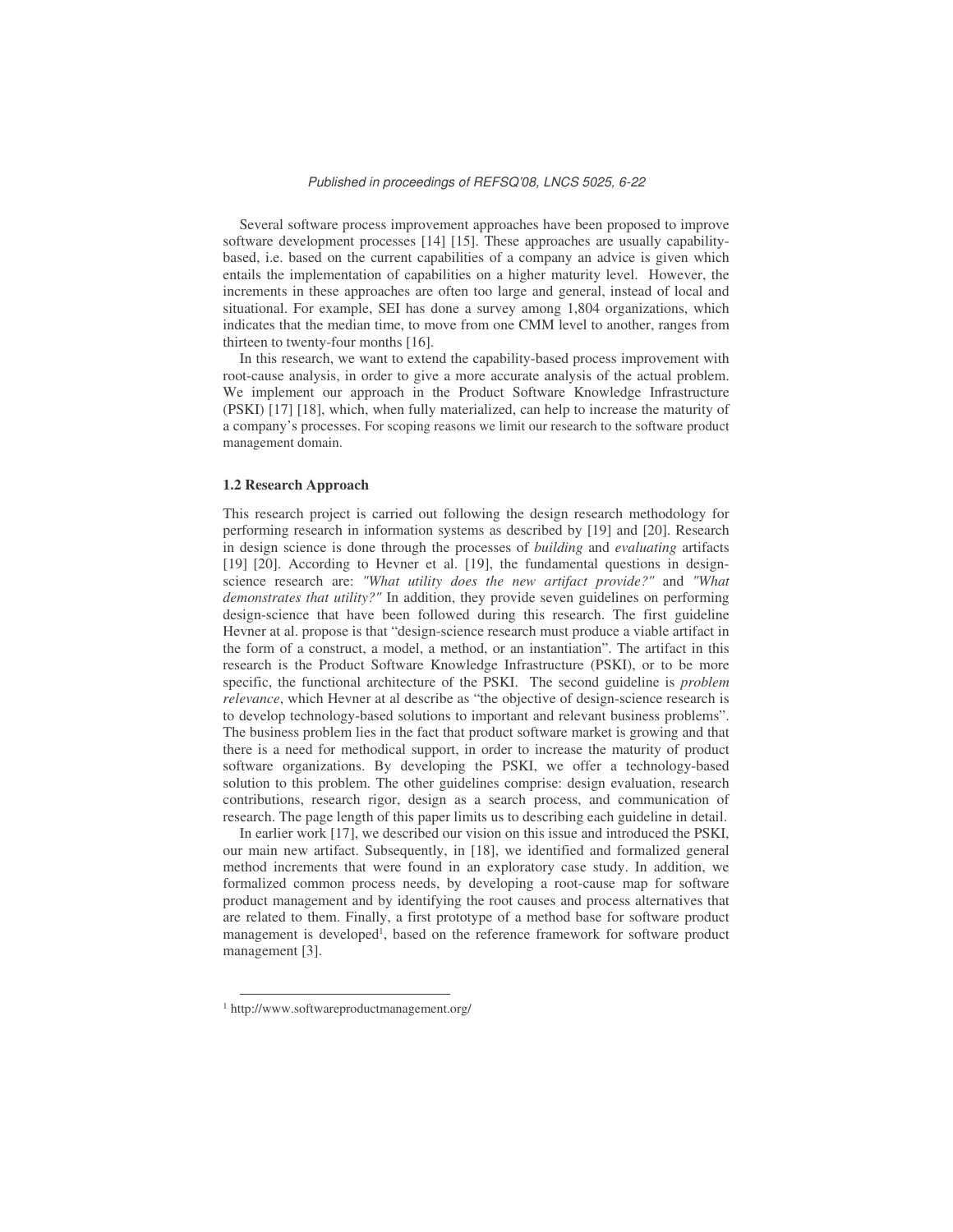Several software process improvement approaches have been proposed to improve software development processes [14] [15]. These approaches are usually capability-based, i.e. based on the current capabilities of a company an advice is given which entails the implementation of capabilities on a higher maturity level. However, the increments in these approaches are often too large and general, instead of local and situational. For example, SEI has done a survey among 1,804 organizations, which indicates that the median time, to move from one CMM level to another, ranges from thirteen to twenty-four months [16].

In this research, we want to extend the capability-based process improvement with root-cause analysis, in order to give a more accurate analysis of the actual problem. We implement our approach in the Product Software Knowledge Infrastructure (PSKI) [17] [18], which, when fully materialized, can help to increase the maturity of a company's processes. For scoping reasons we limit our research to the software product management domain.

### 1.2 Research Approach

This research project is carried out following the design research methodology for performing research in information systems as described by [19] and [20]. Research in design science is done through the processes of *building* and *evaluating* artifacts [19] [20]. According to Hevner et al. [19], the fundamental questions in design-science research are: *"What utility does the new artifact provide?"* and *"What demonstrates that utility?"* In addition, they provide seven guidelines on performing design-science that have been followed during this research. The first guideline Hevner at al. propose is that "design-science research must produce a viable artifact in the form of a construct, a model, a method, or an instantiation". The artifact in this research is the Product Software Knowledge Infrastructure (PSKI), or to be more specific, the functional architecture of the PSKI. The second guideline is *problem relevance*, which Hevner at al describe as "the objective of design-science research is to develop technology-based solutions to important and relevant business problems". The business problem lies in the fact that product software market is growing and that there is a need for methodical support, in order to increase the maturity of product software organizations. By developing the PSKI, we offer a technology-based solution to this problem. The other guidelines comprise: design evaluation, research contributions, research rigor, design as a search process, and communication of research. The page length of this paper limits us to describing each guideline in detail.

In earlier work [17], we described our vision on this issue and introduced the PSKI, our main new artifact. Subsequently, in [18], we identified and formalized general method increments that were found in an exploratory case study. In addition, we formalized common process needs, by developing a root-cause map for software product management and by identifying the root causes and process alternatives that are related to them. Finally, a first prototype of a method base for software product management is developed[1], based on the reference framework for software product management [3].

---

[1] http://www.softwareproductmanagement.org/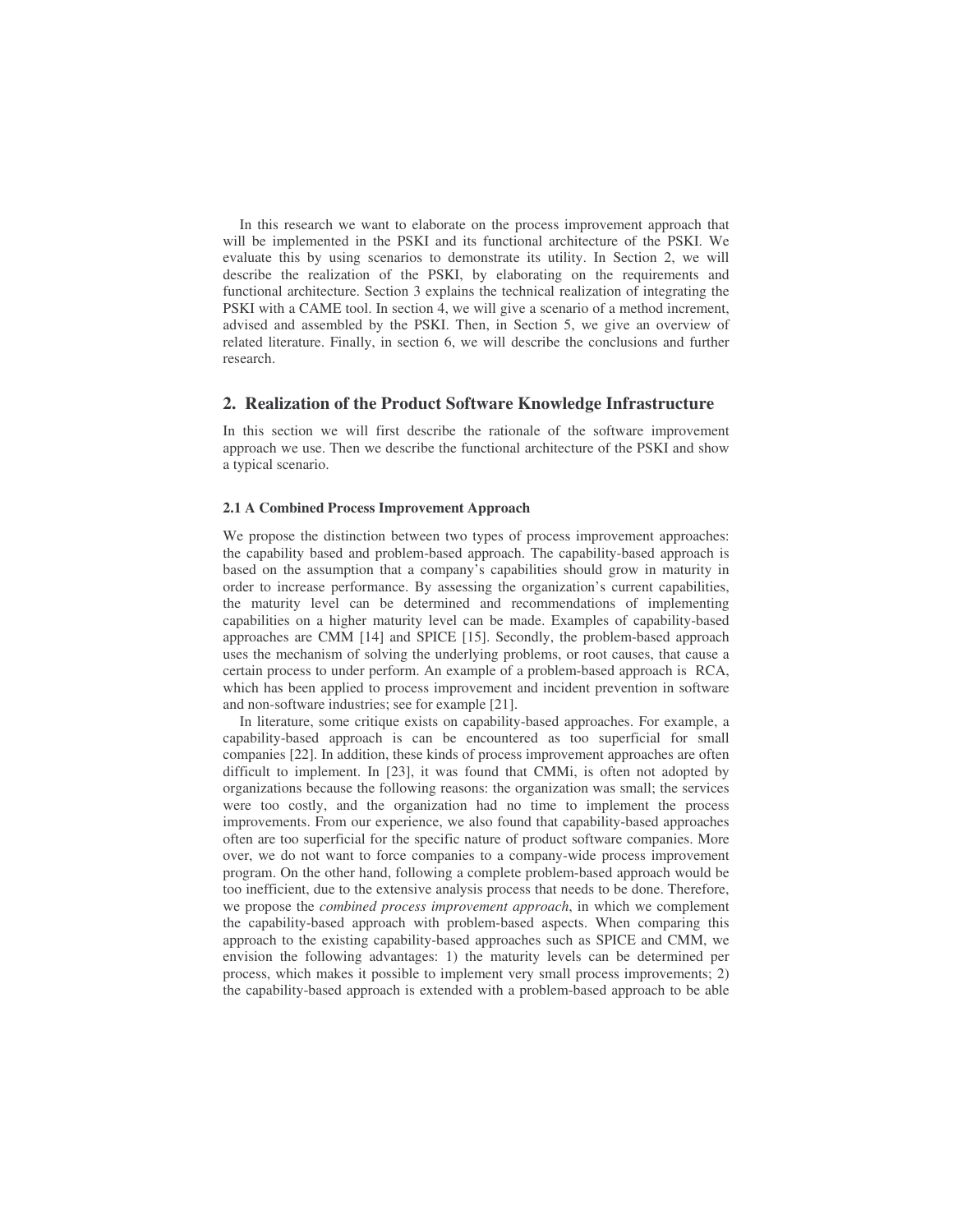In this research we want to elaborate on the process improvement approach that will be implemented in the PSKI and its functional architecture of the PSKI. We evaluate this by using scenarios to demonstrate its utility. In Section 2, we will describe the realization of the PSKI, by elaborating on the requirements and functional architecture. Section 3 explains the technical realization of integrating the PSKI with a CAME tool. In section 4, we will give a scenario of a method increment, advised and assembled by the PSKI. Then, in Section 5, we give an overview of related literature. Finally, in section 6, we will describe the conclusions and further research.

## 2. Realization of the Product Software Knowledge Infrastructure

In this section we will first describe the rationale of the software improvement approach we use. Then we describe the functional architecture of the PSKI and show a typical scenario.

### 2.1 A Combined Process Improvement Approach

We propose the distinction between two types of process improvement approaches: the capability based and problem-based approach. The capability-based approach is based on the assumption that a company's capabilities should grow in maturity in order to increase performance. By assessing the organization's current capabilities, the maturity level can be determined and recommendations of implementing capabilities on a higher maturity level can be made. Examples of capability-based approaches are CMM [14] and SPICE [15]. Secondly, the problem-based approach uses the mechanism of solving the underlying problems, or root causes, that cause a certain process to under perform. An example of a problem-based approach is RCA, which has been applied to process improvement and incident prevention in software and non-software industries; see for example [21].

In literature, some critique exists on capability-based approaches. For example, a capability-based approach is can be encountered as too superficial for small companies [22]. In addition, these kinds of process improvement approaches are often difficult to implement. In [23], it was found that CMMi, is often not adopted by organizations because the following reasons: the organization was small; the services were too costly, and the organization had no time to implement the process improvements. From our experience, we also found that capability-based approaches often are too superficial for the specific nature of product software companies. More over, we do not want to force companies to a company-wide process improvement program. On the other hand, following a complete problem-based approach would be too inefficient, due to the extensive analysis process that needs to be done. Therefore, we propose the *combined process improvement approach*, in which we complement the capability-based approach with problem-based aspects. When comparing this approach to the existing capability-based approaches such as SPICE and CMM, we envision the following advantages: 1) the maturity levels can be determined per process, which makes it possible to implement very small process improvements; 2) the capability-based approach is extended with a problem-based approach to be able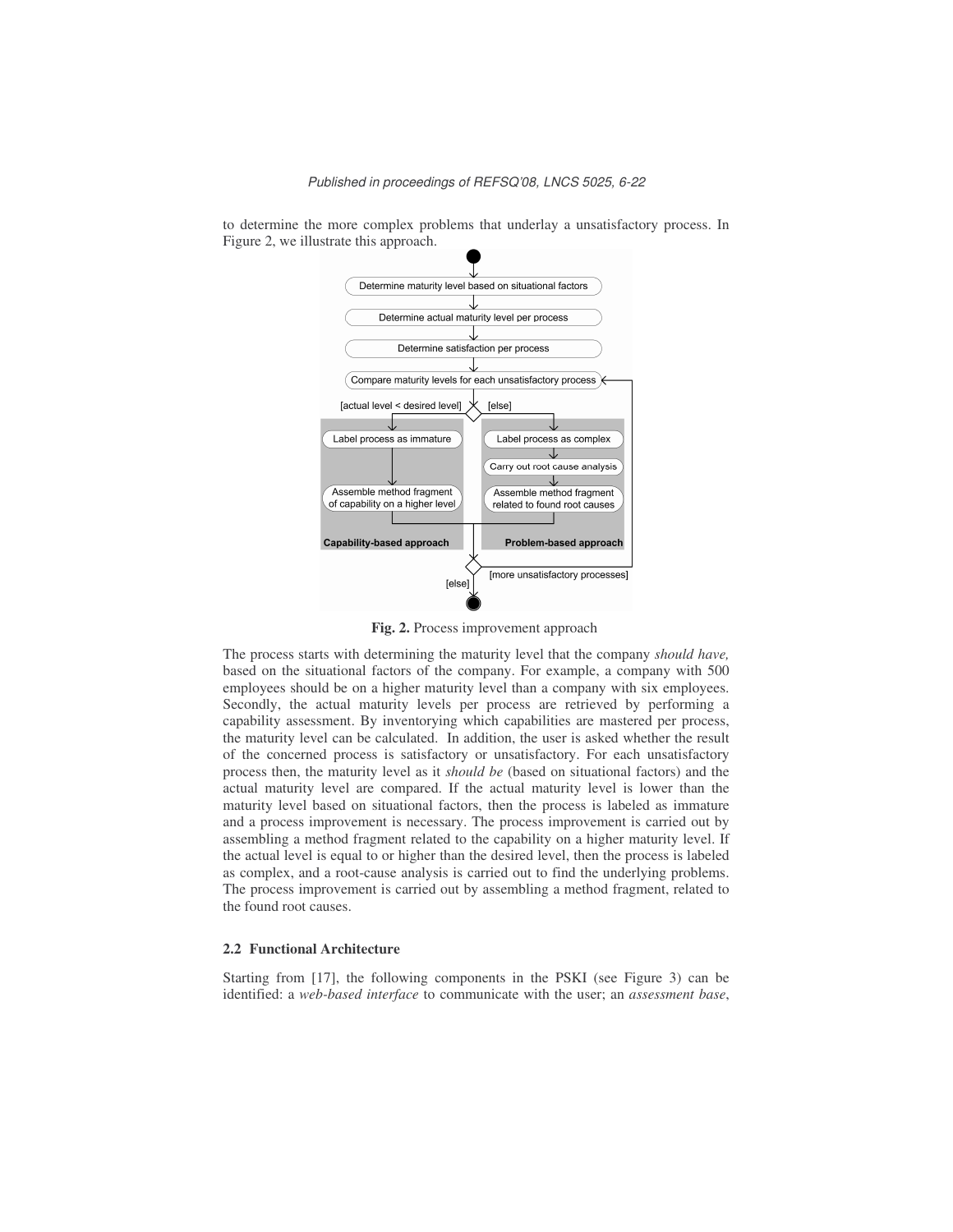to determine the more complex problems that underlay a unsatisfactory process. In Figure 2, we illustrate this approach.

Fig. 2. Process improvement approach

The process starts with determining the maturity level that the company *should have,* based on the situational factors of the company. For example, a company with 500 employees should be on a higher maturity level than a company with six employees. Secondly, the actual maturity levels per process are retrieved by performing a capability assessment. By inventorying which capabilities are mastered per process, the maturity level can be calculated. In addition, the user is asked whether the result of the concerned process is satisfactory or unsatisfactory. For each unsatisfactory process then, the maturity level as it *should be* (based on situational factors) and the actual maturity level are compared. If the actual maturity level is lower than the maturity level based on situational factors, then the process is labeled as immature and a process improvement is necessary. The process improvement is carried out by assembling a method fragment related to the capability on a higher maturity level. If the actual level is equal to or higher than the desired level, then the process is labeled as complex, and a root-cause analysis is carried out to find the underlying problems. The process improvement is carried out by assembling a method fragment, related to the found root causes.

### 2.2 Functional Architecture

Starting from [17], the following components in the PSKI (see Figure 3) can be identified: a *web-based interface* to communicate with the user; an *assessment base*,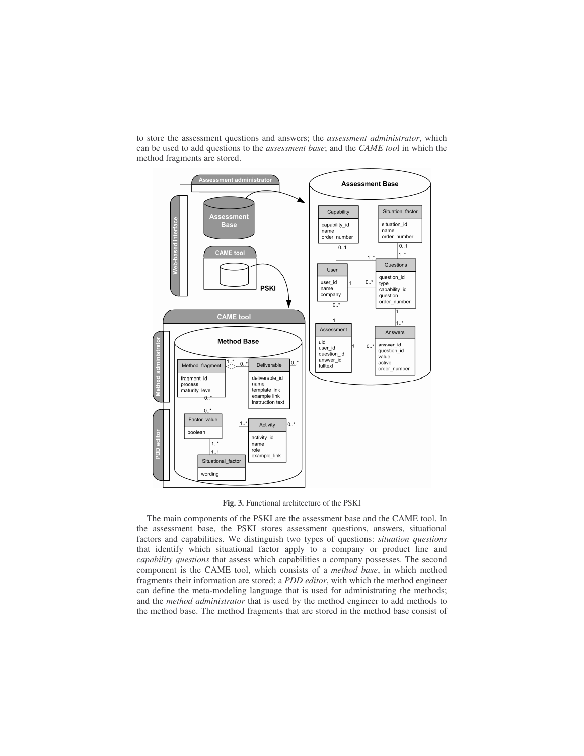to store the assessment questions and answers; the *assessment administrator*, which can be used to add questions to the *assessment base*; and the *CAME too*l in which the method fragments are stored.

**Fig. 3.** Functional architecture of the PSKI

The main components of the PSKI are the assessment base and the CAME tool. In the assessment base, the PSKI stores assessment questions, answers, situational factors and capabilities. We distinguish two types of questions: *situation questions* that identify which situational factor apply to a company or product line and *capability questions* that assess which capabilities a company possesses. The second component is the CAME tool, which consists of a *method base*, in which method fragments their information are stored; a *PDD editor*, with which the method engineer can define the meta-modeling language that is used for administrating the methods; and the *method administrator* that is used by the method engineer to add methods to the method base. The method fragments that are stored in the method base consist of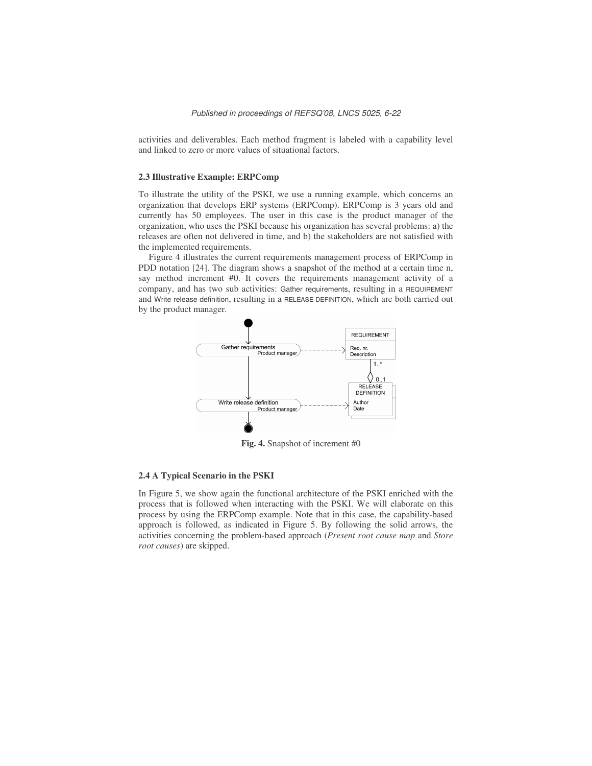activities and deliverables. Each method fragment is labeled with a capability level and linked to zero or more values of situational factors.

### 2.3 Illustrative Example: ERPComp

To illustrate the utility of the PSKI, we use a running example, which concerns an organization that develops ERP systems (ERPComp). ERPComp is 3 years old and currently has 50 employees. The user in this case is the product manager of the organization, who uses the PSKI because his organization has several problems: a) the releases are often not delivered in time, and b) the stakeholders are not satisfied with the implemented requirements.

Figure 4 illustrates the current requirements management process of ERPComp in PDD notation [24]. The diagram shows a snapshot of the method at a certain time n, say method increment #0. It covers the requirements management activity of a company, and has two sub activities: Gather requirements, resulting in a REQUIREMENT and Write release definition, resulting in a RELEASE DEFINITION, which are both carried out by the product manager.

**Fig. 4.** Snapshot of increment #0

### 2.4 A Typical Scenario in the PSKI

In Figure 5, we show again the functional architecture of the PSKI enriched with the process that is followed when interacting with the PSKI. We will elaborate on this process by using the ERPComp example. Note that in this case, the capability-based approach is followed, as indicated in Figure 5. By following the solid arrows, the activities concerning the problem-based approach (*Present root cause map* and *Store root causes*) are skipped.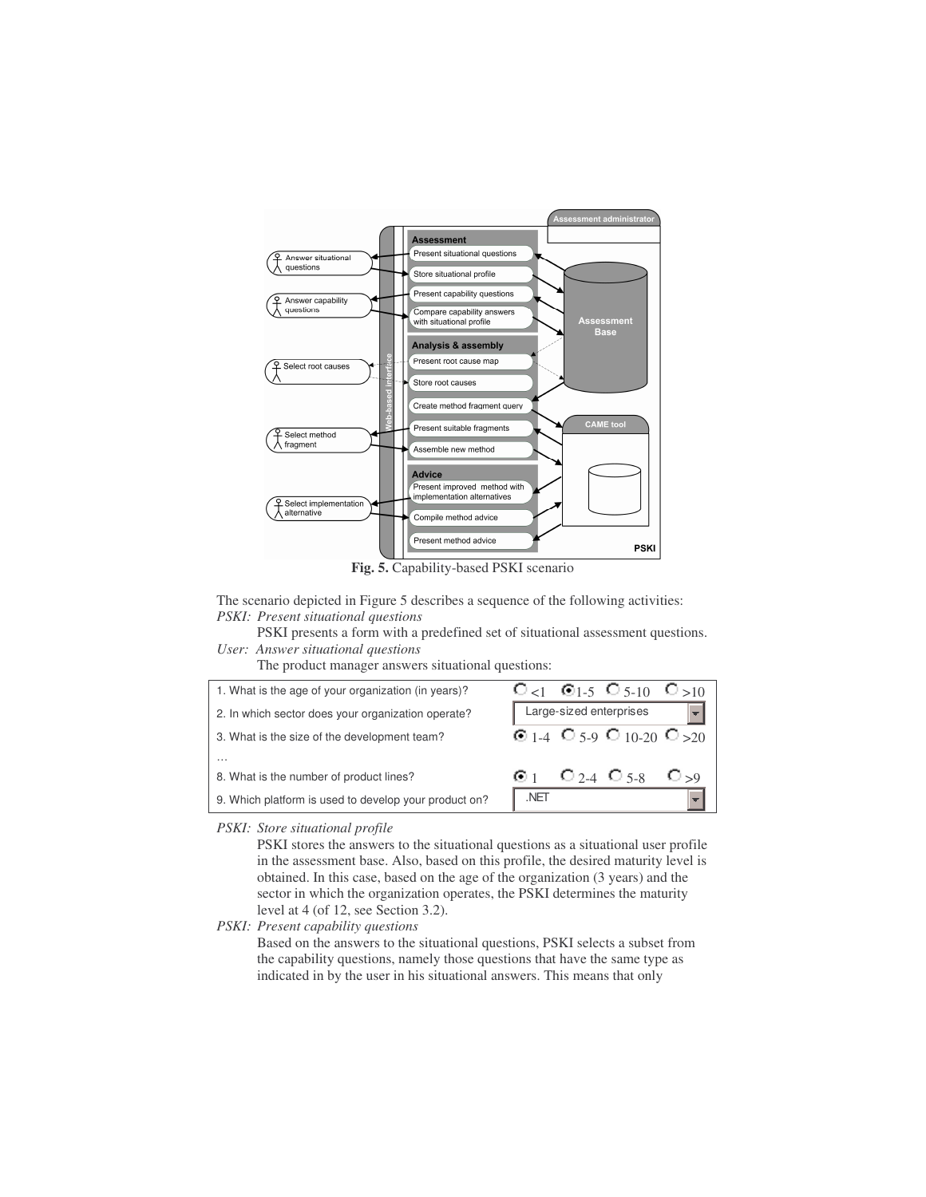**Fig. 5.** Capability-based PSKI scenario

The scenario depicted in Figure 5 describes a sequence of the following activities:

*PSKI: Present situational questions*

PSKI presents a form with a predefined set of situational assessment questions.

*User: Answer situational questions*

The product manager answers situational questions:

| Question | Answer |
|---|---|
| 1. What is the age of your organization (in years)? | ○ <1 ● 1-5 ○ 5-10 ○ >10 |
| 2. In which sector does your organization operate? | Large-sized enterprises |
| 3. What is the size of the development team? | ● 1-4 ○ 5-9 ○ 10-20 ○ >20 |
| … | |
| 8. What is the number of product lines? | ● 1 ○ 2-4 ○ 5-8 ○ >9 |
| 9. Which platform is used to develop your product on? | .NET |

*PSKI: Store situational profile*

PSKI stores the answers to the situational questions as a situational user profile in the assessment base. Also, based on this profile, the desired maturity level is obtained. In this case, based on the age of the organization (3 years) and the sector in which the organization operates, the PSKI determines the maturity level at 4 (of 12, see Section 3.2).

*PSKI: Present capability questions*

Based on the answers to the situational questions, PSKI selects a subset from the capability questions, namely those questions that have the same type as indicated in by the user in his situational answers. This means that only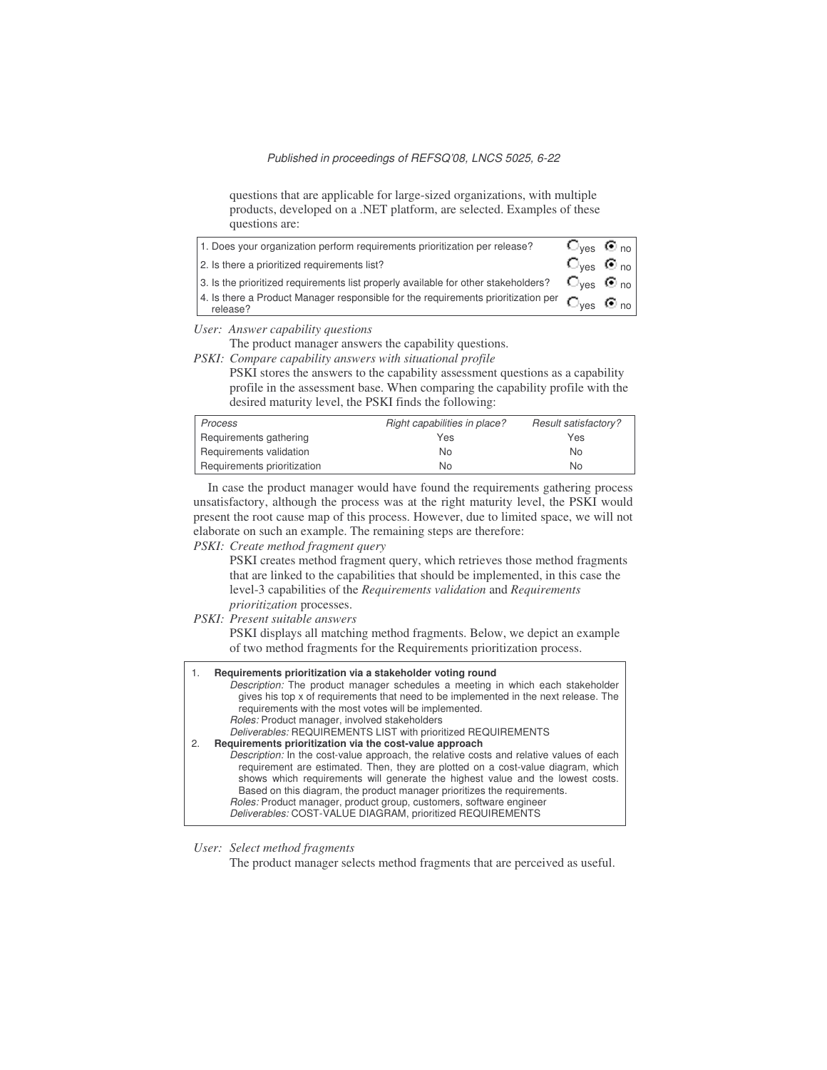questions that are applicable for large-sized organizations, with multiple products, developed on a .NET platform, are selected. Examples of these questions are:

| Question | Answer |
|---|---|
| 1. Does your organization perform requirements prioritization per release? | ○ yes ◉ no |
| 2. Is there a prioritized requirements list? | ○ yes ◉ no |
| 3. Is the prioritized requirements list properly available for other stakeholders? | ○ yes ◉ no |
| 4. Is there a Product Manager responsible for the requirements prioritization per release? | ○ yes ◉ no |

*User: Answer capability questions*

The product manager answers the capability questions.

*PSKI: Compare capability answers with situational profile*

PSKI stores the answers to the capability assessment questions as a capability profile in the assessment base. When comparing the capability profile with the desired maturity level, the PSKI finds the following:

| *Process* | *Right capabilities in place?* | *Result satisfactory?* |
|---|---|---|
| Requirements gathering | Yes | Yes |
| Requirements validation | No | No |
| Requirements prioritization | No | No |

In case the product manager would have found the requirements gathering process unsatisfactory, although the process was at the right maturity level, the PSKI would present the root cause map of this process. However, due to limited space, we will not elaborate on such an example. The remaining steps are therefore:

*PSKI: Create method fragment query*

PSKI creates method fragment query, which retrieves those method fragments that are linked to the capabilities that should be implemented, in this case the level-3 capabilities of the *Requirements validation* and *Requirements prioritization* processes.

*PSKI: Present suitable answers*

PSKI displays all matching method fragments. Below, we depict an example of two method fragments for the Requirements prioritization process.

1. **Requirements prioritization via a stakeholder voting round**
   *Description:* The product manager schedules a meeting in which each stakeholder gives his top x of requirements that need to be implemented in the next release. The requirements with the most votes will be implemented.
   *Roles:* Product manager, involved stakeholders
   *Deliverables:* REQUIREMENTS LIST with prioritized REQUIREMENTS
2. **Requirements prioritization via the cost-value approach**
   *Description:* In the cost-value approach, the relative costs and relative values of each requirement are estimated. Then, they are plotted on a cost-value diagram, which shows which requirements will generate the highest value and the lowest costs. Based on this diagram, the product manager prioritizes the requirements.
   *Roles:* Product manager, product group, customers, software engineer
   *Deliverables:* COST-VALUE DIAGRAM, prioritized REQUIREMENTS

*User: Select method fragments*

The product manager selects method fragments that are perceived as useful.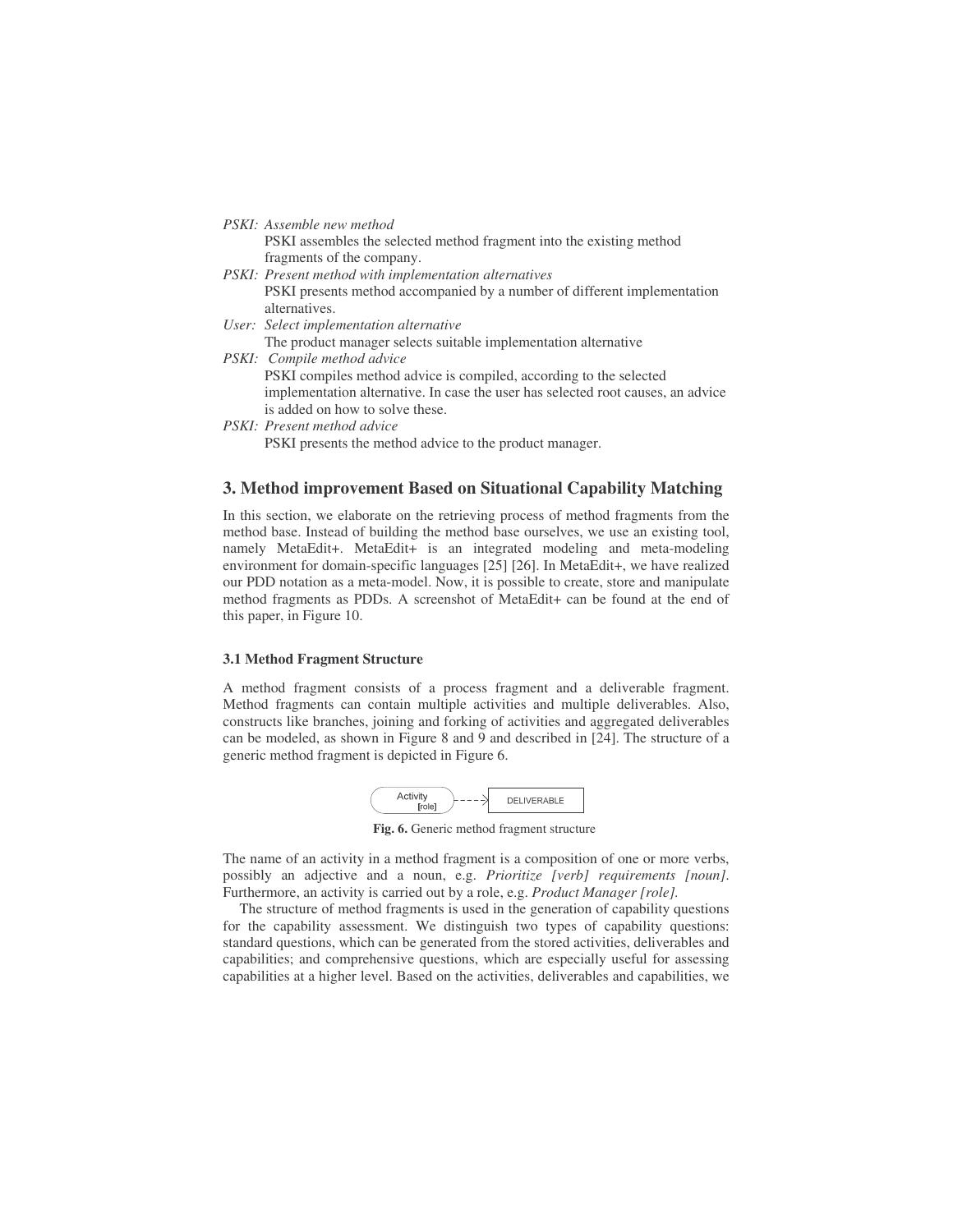*PSKI: Assemble new method*

PSKI assembles the selected method fragment into the existing method fragments of the company.

*PSKI: Present method with implementation alternatives*

PSKI presents method accompanied by a number of different implementation alternatives.

*User: Select implementation alternative*

The product manager selects suitable implementation alternative

*PSKI: Compile method advice*

PSKI compiles method advice is compiled, according to the selected implementation alternative. In case the user has selected root causes, an advice is added on how to solve these.

*PSKI: Present method advice*

PSKI presents the method advice to the product manager.

## 3. Method improvement Based on Situational Capability Matching

In this section, we elaborate on the retrieving process of method fragments from the method base. Instead of building the method base ourselves, we use an existing tool, namely MetaEdit+. MetaEdit+ is an integrated modeling and meta-modeling environment for domain-specific languages [25] [26]. In MetaEdit+, we have realized our PDD notation as a meta-model. Now, it is possible to create, store and manipulate method fragments as PDDs. A screenshot of MetaEdit+ can be found at the end of this paper, in Figure 10.

### 3.1 Method Fragment Structure

A method fragment consists of a process fragment and a deliverable fragment. Method fragments can contain multiple activities and multiple deliverables. Also, constructs like branches, joining and forking of activities and aggregated deliverables can be modeled, as shown in Figure 8 and 9 and described in [24]. The structure of a generic method fragment is depicted in Figure 6.

Activity [role] ----> DELIVERABLE

**Fig. 6.** Generic method fragment structure

The name of an activity in a method fragment is a composition of one or more verbs, possibly an adjective and a noun, e.g. *Prioritize [verb] requirements [noun].* Furthermore, an activity is carried out by a role, e.g. *Product Manager [role].*

The structure of method fragments is used in the generation of capability questions for the capability assessment. We distinguish two types of capability questions: standard questions, which can be generated from the stored activities, deliverables and capabilities; and comprehensive questions, which are especially useful for assessing capabilities at a higher level. Based on the activities, deliverables and capabilities, we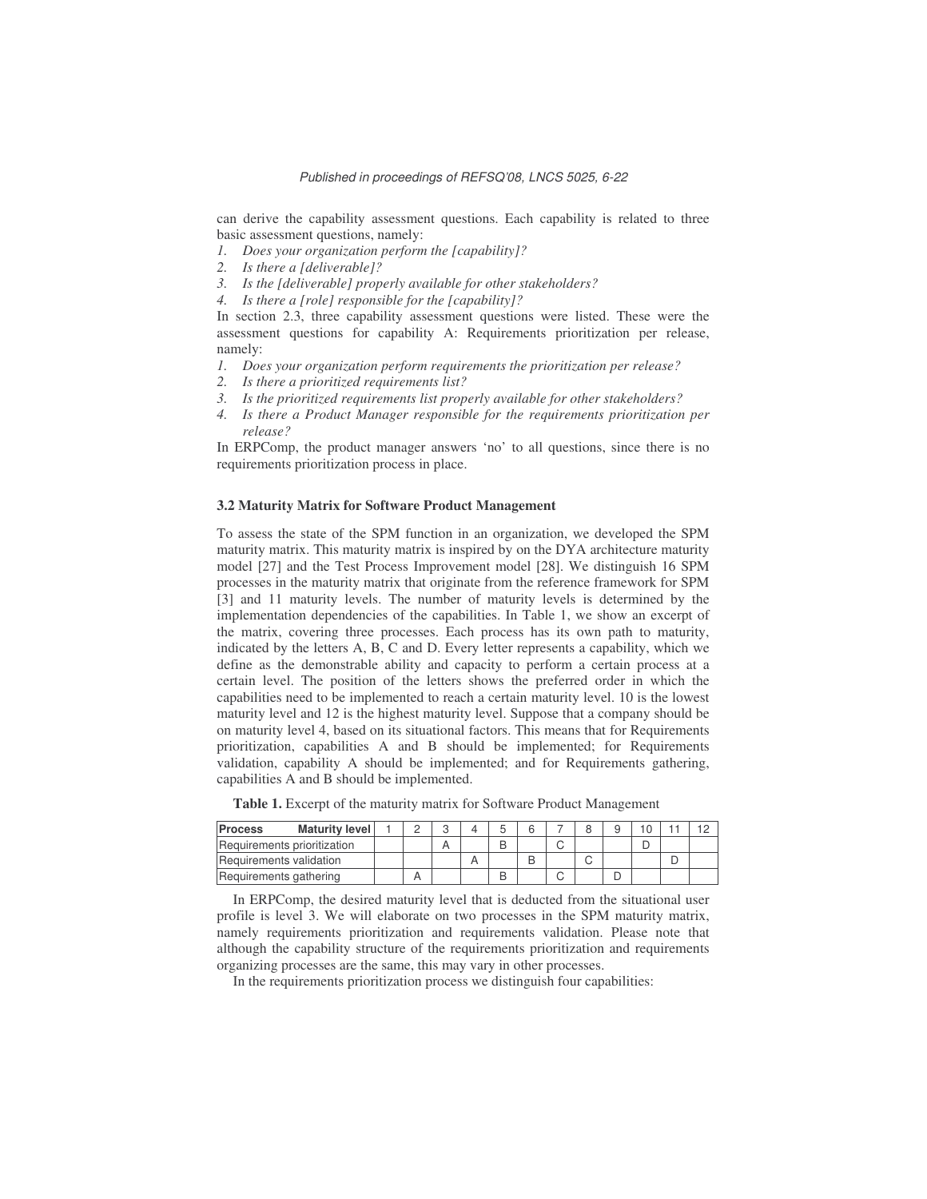can derive the capability assessment questions. Each capability is related to three basic assessment questions, namely:

1. *Does your organization perform the [capability]?*
2. *Is there a [deliverable]?*
3. *Is the [deliverable] properly available for other stakeholders?*
4. *Is there a [role] responsible for the [capability]?*

In section 2.3, three capability assessment questions were listed. These were the assessment questions for capability A: Requirements prioritization per release, namely:

1. *Does your organization perform requirements the prioritization per release?*
2. *Is there a prioritized requirements list?*
3. *Is the prioritized requirements list properly available for other stakeholders?*
4. *Is there a Product Manager responsible for the requirements prioritization per release?*

In ERPComp, the product manager answers 'no' to all questions, since there is no requirements prioritization process in place.

### 3.2 Maturity Matrix for Software Product Management

To assess the state of the SPM function in an organization, we developed the SPM maturity matrix. This maturity matrix is inspired by on the DYA architecture maturity model [27] and the Test Process Improvement model [28]. We distinguish 16 SPM processes in the maturity matrix that originate from the reference framework for SPM [3] and 11 maturity levels. The number of maturity levels is determined by the implementation dependencies of the capabilities. In Table 1, we show an excerpt of the matrix, covering three processes. Each process has its own path to maturity, indicated by the letters A, B, C and D. Every letter represents a capability, which we define as the demonstrable ability and capacity to perform a certain process at a certain level. The position of the letters shows the preferred order in which the capabilities need to be implemented to reach a certain maturity level. 10 is the lowest maturity level and 12 is the highest maturity level. Suppose that a company should be on maturity level 4, based on its situational factors. This means that for Requirements prioritization, capabilities A and B should be implemented; for Requirements validation, capability A should be implemented; and for Requirements gathering, capabilities A and B should be implemented.

**Table 1.** Excerpt of the maturity matrix for Software Product Management

| Process / Maturity level | 1 | 2 | 3 | 4 | 5 | 6 | 7 | 8 | 9 | 10 | 11 | 12 |
|---|---|---|---|---|---|---|---|---|---|---|---|---|
| Requirements prioritization | | | A | | B | | C | | | D | | |
| Requirements validation | | | | A | | B | | C | | | D | |
| Requirements gathering | | A | | | B | | C | | D | | | |

In ERPComp, the desired maturity level that is deducted from the situational user profile is level 3. We will elaborate on two processes in the SPM maturity matrix, namely requirements prioritization and requirements validation. Please note that although the capability structure of the requirements prioritization and requirements organizing processes are the same, this may vary in other processes.

In the requirements prioritization process we distinguish four capabilities: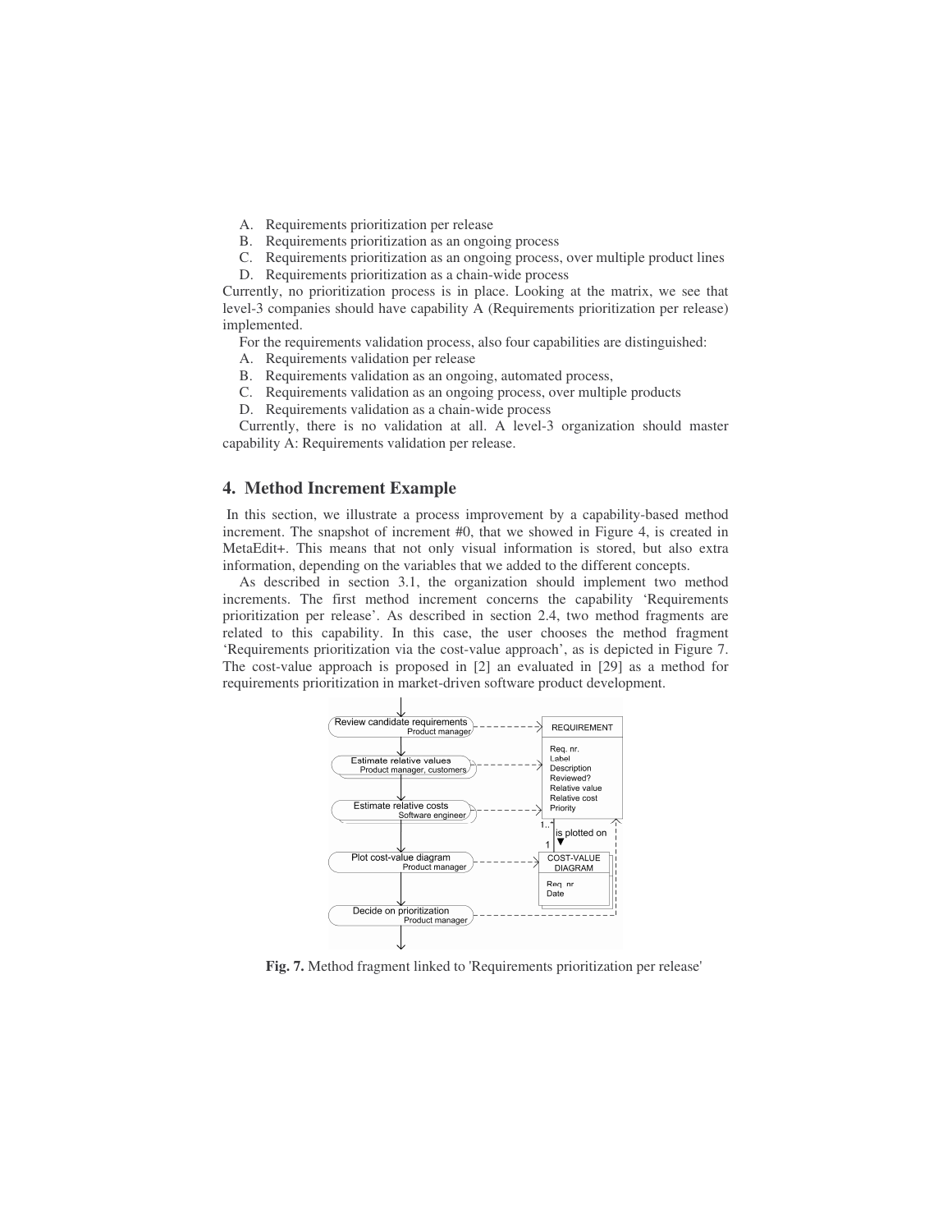A. Requirements prioritization per release
B. Requirements prioritization as an ongoing process
C. Requirements prioritization as an ongoing process, over multiple product lines
D. Requirements prioritization as a chain-wide process

Currently, no prioritization process is in place. Looking at the matrix, we see that level-3 companies should have capability A (Requirements prioritization per release) implemented.

For the requirements validation process, also four capabilities are distinguished:

A. Requirements validation per release
B. Requirements validation as an ongoing, automated process,
C. Requirements validation as an ongoing process, over multiple products
D. Requirements validation as a chain-wide process

Currently, there is no validation at all. A level-3 organization should master capability A: Requirements validation per release.

## 4. Method Increment Example

In this section, we illustrate a process improvement by a capability-based method increment. The snapshot of increment #0, that we showed in Figure 4, is created in MetaEdit+. This means that not only visual information is stored, but also extra information, depending on the variables that we added to the different concepts.

As described in section 3.1, the organization should implement two method increments. The first method increment concerns the capability 'Requirements prioritization per release'. As described in section 2.4, two method fragments are related to this capability. In this case, the user chooses the method fragment 'Requirements prioritization via the cost-value approach', as is depicted in Figure 7. The cost-value approach is proposed in [2] an evaluated in [29] as a method for requirements prioritization in market-driven software product development.

**Fig. 7.** Method fragment linked to 'Requirements prioritization per release'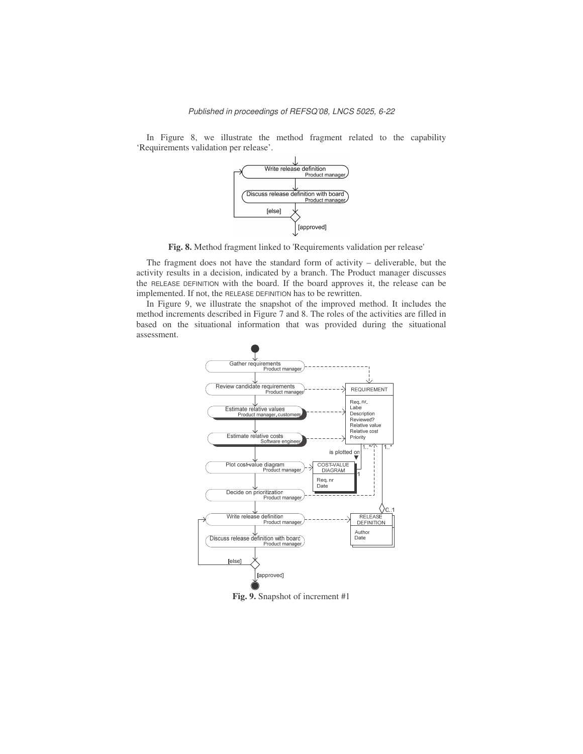In Figure 8, we illustrate the method fragment related to the capability 'Requirements validation per release'.

Fig. 8. Method fragment linked to 'Requirements validation per release'

The fragment does not have the standard form of activity – deliverable, but the activity results in a decision, indicated by a branch. The Product manager discusses the RELEASE DEFINITION with the board. If the board approves it, the release can be implemented. If not, the RELEASE DEFINITION has to be rewritten.

In Figure 9, we illustrate the snapshot of the improved method. It includes the method increments described in Figure 7 and 8. The roles of the activities are filled in based on the situational information that was provided during the situational assessment.

**Fig. 9.** Snapshot of increment #1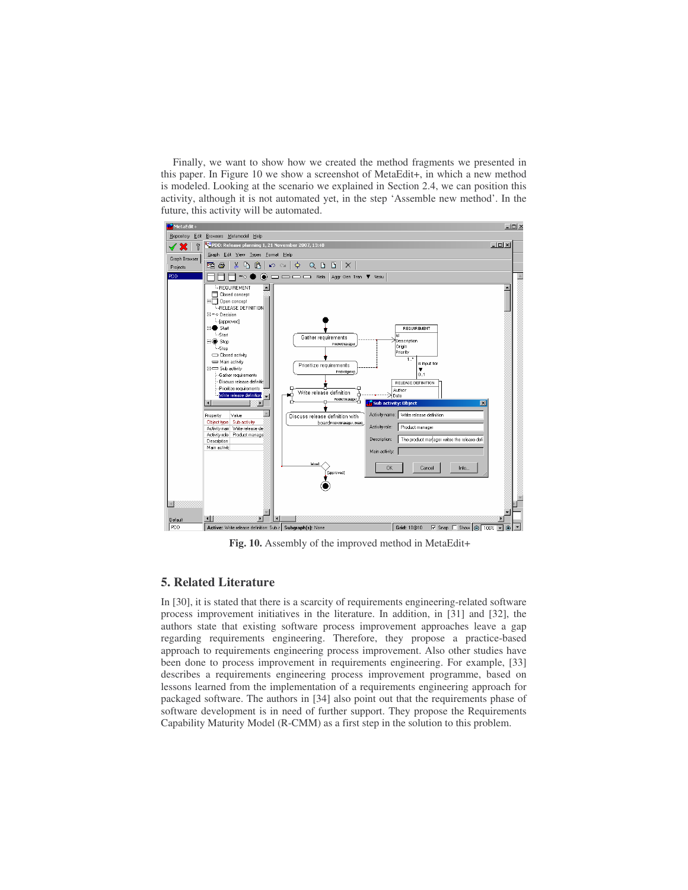Finally, we want to show how we created the method fragments we presented in this paper. In Figure 10 we show a screenshot of MetaEdit+, in which a new method is modeled. Looking at the scenario we explained in Section 2.4, we can position this activity, although it is not automated yet, in the step 'Assemble new method'. In the future, this activity will be automated.

**Fig. 10.** Assembly of the improved method in MetaEdit+

## 5. Related Literature

In [30], it is stated that there is a scarcity of requirements engineering-related software process improvement initiatives in the literature. In addition, in [31] and [32], the authors state that existing software process improvement approaches leave a gap regarding requirements engineering. Therefore, they propose a practice-based approach to requirements engineering process improvement. Also other studies have been done to process improvement in requirements engineering. For example, [33] describes a requirements engineering process improvement programme, based on lessons learned from the implementation of a requirements engineering approach for packaged software. The authors in [34] also point out that the requirements phase of software development is in need of further support. They propose the Requirements Capability Maturity Model (R-CMM) as a first step in the solution to this problem.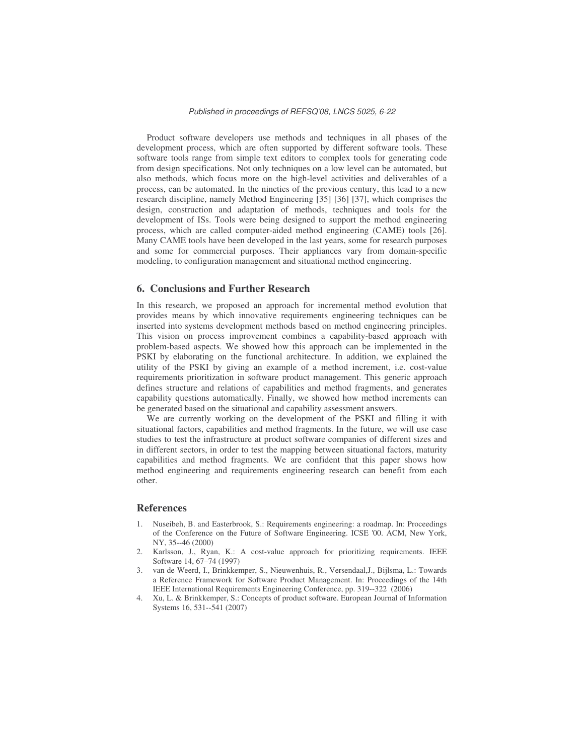Product software developers use methods and techniques in all phases of the development process, which are often supported by different software tools. These software tools range from simple text editors to complex tools for generating code from design specifications. Not only techniques on a low level can be automated, but also methods, which focus more on the high-level activities and deliverables of a process, can be automated. In the nineties of the previous century, this lead to a new research discipline, namely Method Engineering [35] [36] [37], which comprises the design, construction and adaptation of methods, techniques and tools for the development of ISs. Tools were being designed to support the method engineering process, which are called computer-aided method engineering (CAME) tools [26]. Many CAME tools have been developed in the last years, some for research purposes and some for commercial purposes. Their appliances vary from domain-specific modeling, to configuration management and situational method engineering.

## 6. Conclusions and Further Research

In this research, we proposed an approach for incremental method evolution that provides means by which innovative requirements engineering techniques can be inserted into systems development methods based on method engineering principles. This vision on process improvement combines a capability-based approach with problem-based aspects. We showed how this approach can be implemented in the PSKI by elaborating on the functional architecture. In addition, we explained the utility of the PSKI by giving an example of a method increment, i.e. cost-value requirements prioritization in software product management. This generic approach defines structure and relations of capabilities and method fragments, and generates capability questions automatically. Finally, we showed how method increments can be generated based on the situational and capability assessment answers.

We are currently working on the development of the PSKI and filling it with situational factors, capabilities and method fragments. In the future, we will use case studies to test the infrastructure at product software companies of different sizes and in different sectors, in order to test the mapping between situational factors, maturity capabilities and method fragments. We are confident that this paper shows how method engineering and requirements engineering research can benefit from each other.

## References

1. Nuseibeh, B. and Easterbrook, S.: Requirements engineering: a roadmap. In: Proceedings of the Conference on the Future of Software Engineering. ICSE '00. ACM, New York, NY, 35--46 (2000)
2. Karlsson, J., Ryan, K.: A cost-value approach for prioritizing requirements. IEEE Software 14, 67–74 (1997)
3. van de Weerd, I., Brinkkemper, S., Nieuwenhuis, R., Versendaal,J., Bijlsma, L.: Towards a Reference Framework for Software Product Management. In: Proceedings of the 14th IEEE International Requirements Engineering Conference, pp. 319--322 (2006)
4. Xu, L. & Brinkkemper, S.: Concepts of product software. European Journal of Information Systems 16, 531--541 (2007)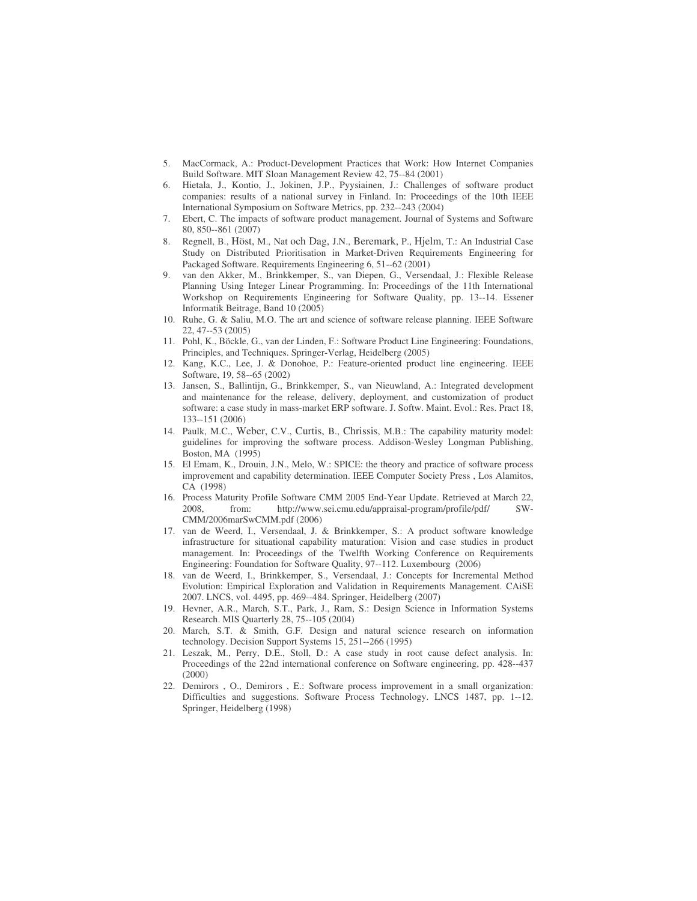5. MacCormack, A.: Product-Development Practices that Work: How Internet Companies Build Software. MIT Sloan Management Review 42, 75--84 (2001)
6. Hietala, J., Kontio, J., Jokinen, J.P., Pyysiainen, J.: Challenges of software product companies: results of a national survey in Finland. In: Proceedings of the 10th IEEE International Symposium on Software Metrics, pp. 232--243 (2004)
7. Ebert, C. The impacts of software product management. Journal of Systems and Software 80, 850--861 (2007)
8. Regnell, B., Höst, M., Nat och Dag, J.N., Beremark, P., Hjelm, T.: An Industrial Case Study on Distributed Prioritisation in Market-Driven Requirements Engineering for Packaged Software. Requirements Engineering 6, 51--62 (2001)
9. van den Akker, M., Brinkkemper, S., van Diepen, G., Versendaal, J.: Flexible Release Planning Using Integer Linear Programming. In: Proceedings of the 11th International Workshop on Requirements Engineering for Software Quality, pp. 13--14. Essener Informatik Beitrage, Band 10 (2005)
10. Ruhe, G. & Saliu, M.O. The art and science of software release planning. IEEE Software 22, 47--53 (2005)
11. Pohl, K., Böckle, G., van der Linden, F.: Software Product Line Engineering: Foundations, Principles, and Techniques. Springer-Verlag, Heidelberg (2005)
12. Kang, K.C., Lee, J. & Donohoe, P.: Feature-oriented product line engineering. IEEE Software, 19, 58--65 (2002)
13. Jansen, S., Ballintijn, G., Brinkkemper, S., van Nieuwland, A.: Integrated development and maintenance for the release, delivery, deployment, and customization of product software: a case study in mass-market ERP software. J. Softw. Maint. Evol.: Res. Pract 18, 133--151 (2006)
14. Paulk, M.C., Weber, C.V., Curtis, B., Chrissis, M.B.: The capability maturity model: guidelines for improving the software process. Addison-Wesley Longman Publishing, Boston, MA (1995)
15. El Emam, K., Drouin, J.N., Melo, W.: SPICE: the theory and practice of software process improvement and capability determination. IEEE Computer Society Press , Los Alamitos, CA (1998)
16. Process Maturity Profile Software CMM 2005 End-Year Update. Retrieved at March 22, 2008, from: http://www.sei.cmu.edu/appraisal-program/profile/pdf/ SW-CMM/2006marSwCMM.pdf (2006)
17. van de Weerd, I., Versendaal, J. & Brinkkemper, S.: A product software knowledge infrastructure for situational capability maturation: Vision and case studies in product management. In: Proceedings of the Twelfth Working Conference on Requirements Engineering: Foundation for Software Quality, 97--112. Luxembourg (2006)
18. van de Weerd, I., Brinkkemper, S., Versendaal, J.: Concepts for Incremental Method Evolution: Empirical Exploration and Validation in Requirements Management. CAiSE 2007. LNCS, vol. 4495, pp. 469--484. Springer, Heidelberg (2007)
19. Hevner, A.R., March, S.T., Park, J., Ram, S.: Design Science in Information Systems Research. MIS Quarterly 28, 75--105 (2004)
20. March, S.T. & Smith, G.F. Design and natural science research on information technology. Decision Support Systems 15, 251--266 (1995)
21. Leszak, M., Perry, D.E., Stoll, D.: A case study in root cause defect analysis. In: Proceedings of the 22nd international conference on Software engineering, pp. 428--437 (2000)
22. Demirors , O., Demirors , E.: Software process improvement in a small organization: Difficulties and suggestions. Software Process Technology. LNCS 1487, pp. 1--12. Springer, Heidelberg (1998)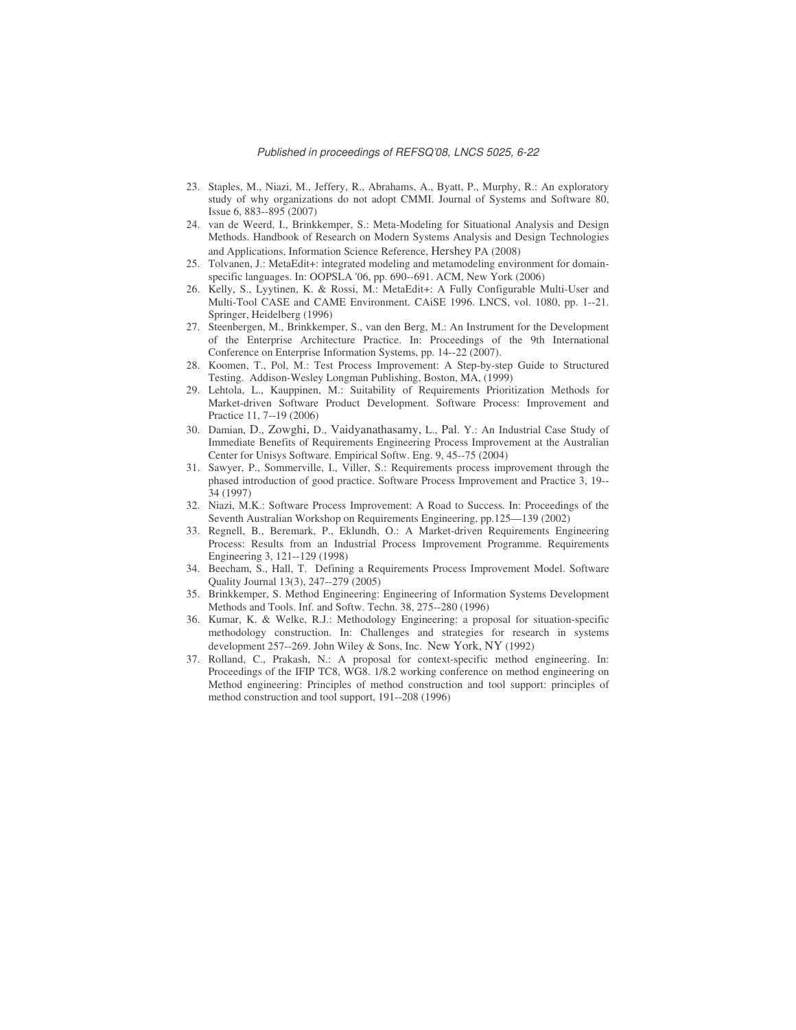23. Staples, M., Niazi, M., Jeffery, R., Abrahams, A., Byatt, P., Murphy, R.: An exploratory study of why organizations do not adopt CMMI. Journal of Systems and Software 80, Issue 6, 883--895 (2007)
24. van de Weerd, I., Brinkkemper, S.: Meta-Modeling for Situational Analysis and Design Methods. Handbook of Research on Modern Systems Analysis and Design Technologies and Applications, Information Science Reference, Hershey PA (2008)
25. Tolvanen, J.: MetaEdit+: integrated modeling and metamodeling environment for domain-specific languages. In: OOPSLA '06, pp. 690--691. ACM, New York (2006)
26. Kelly, S., Lyytinen, K. & Rossi, M.: MetaEdit+: A Fully Configurable Multi-User and Multi-Tool CASE and CAME Environment. CAiSE 1996. LNCS, vol. 1080, pp. 1--21. Springer, Heidelberg (1996)
27. Steenbergen, M., Brinkkemper, S., van den Berg, M.: An Instrument for the Development of the Enterprise Architecture Practice. In: Proceedings of the 9th International Conference on Enterprise Information Systems, pp. 14--22 (2007).
28. Koomen, T., Pol, M.: Test Process Improvement: A Step-by-step Guide to Structured Testing. Addison-Wesley Longman Publishing, Boston, MA, (1999)
29. Lehtola, L., Kauppinen, M.: Suitability of Requirements Prioritization Methods for Market-driven Software Product Development. Software Process: Improvement and Practice 11, 7--19 (2006)
30. Damian, D., Zowghi, D., Vaidyanathasamy, L., Pal. Y.: An Industrial Case Study of Immediate Benefits of Requirements Engineering Process Improvement at the Australian Center for Unisys Software. Empirical Softw. Eng. 9, 45--75 (2004)
31. Sawyer, P., Sommerville, I., Viller, S.: Requirements process improvement through the phased introduction of good practice. Software Process Improvement and Practice 3, 19--34 (1997)
32. Niazi, M.K.: Software Process Improvement: A Road to Success. In: Proceedings of the Seventh Australian Workshop on Requirements Engineering, pp.125—139 (2002)
33. Regnell, B., Beremark, P., Eklundh, O.: A Market-driven Requirements Engineering Process: Results from an Industrial Process Improvement Programme. Requirements Engineering 3, 121--129 (1998)
34. Beecham, S., Hall, T. Defining a Requirements Process Improvement Model. Software Quality Journal 13(3), 247--279 (2005)
35. Brinkkemper, S. Method Engineering: Engineering of Information Systems Development Methods and Tools. Inf. and Softw. Techn. 38, 275--280 (1996)
36. Kumar, K. & Welke, R.J.: Methodology Engineering: a proposal for situation-specific methodology construction. In: Challenges and strategies for research in systems development 257--269. John Wiley & Sons, Inc. New York, NY (1992)
37. Rolland, C., Prakash, N.: A proposal for context-specific method engineering. In: Proceedings of the IFIP TC8, WG8. 1/8.2 working conference on method engineering on Method engineering: Principles of method construction and tool support: principles of method construction and tool support, 191--208 (1996)